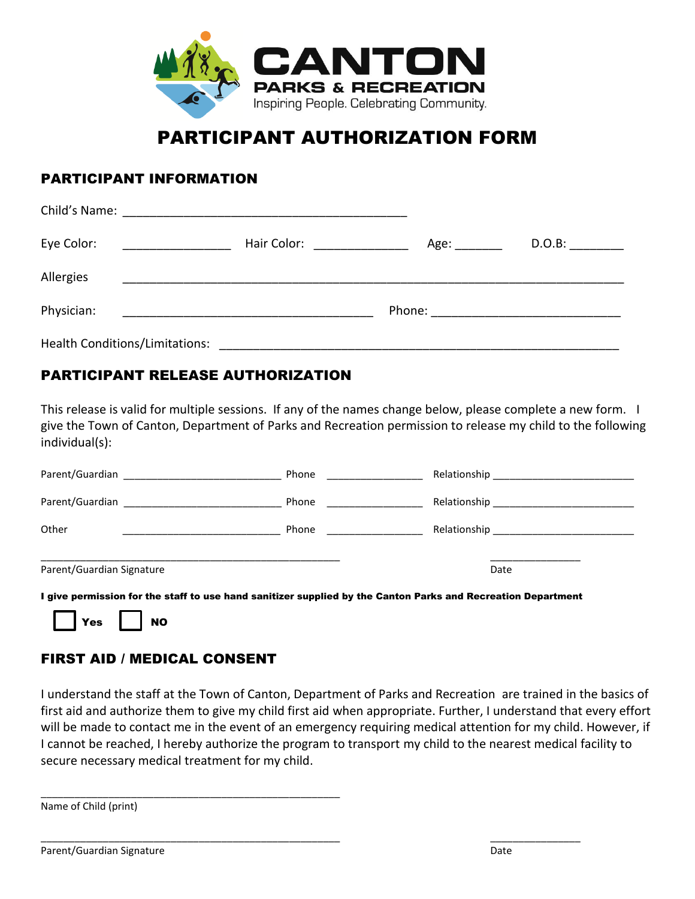**CANTON**
**PARKS & RECREATION**
Inspiring People. Celebrating Community.

# PARTICIPANT AUTHORIZATION FORM

## PARTICIPANT INFORMATION

Child's Name: ___________________________________________

Eye Color: ________________ Hair Color: ______________ Age: _______ D.O.B: ________

Allergies ____________________________________________________________________________

Physician: ______________________________________ Phone: ____________________________

Health Conditions/Limitations: ____________________________________________________________

## PARTICIPANT RELEASE AUTHORIZATION

This release is valid for multiple sessions. If any of the names change below, please complete a new form. I give the Town of Canton, Department of Parks and Recreation permission to release my child to the following individual(s):

Parent/Guardian ________________________ Phone ______________ Relationship ______________________

Parent/Guardian ________________________ Phone ______________ Relationship ______________________

Other ________________________ Phone ______________ Relationship ______________________

_____________________________________________ ______________

Parent/Guardian Signature Date

**I give permission for the staff to use hand sanitizer supplied by the Canton Parks and Recreation Department**

☐ **Yes** ☐ **NO**

## FIRST AID / MEDICAL CONSENT

I understand the staff at the Town of Canton, Department of Parks and Recreation are trained in the basics of first aid and authorize them to give my child first aid when appropriate. Further, I understand that every effort will be made to contact me in the event of an emergency requiring medical attention for my child. However, if I cannot be reached, I hereby authorize the program to transport my child to the nearest medical facility to secure necessary medical treatment for my child.

_____________________________________________

Name of Child (print)

_____________________________________________ ______________

Parent/Guardian Signature Date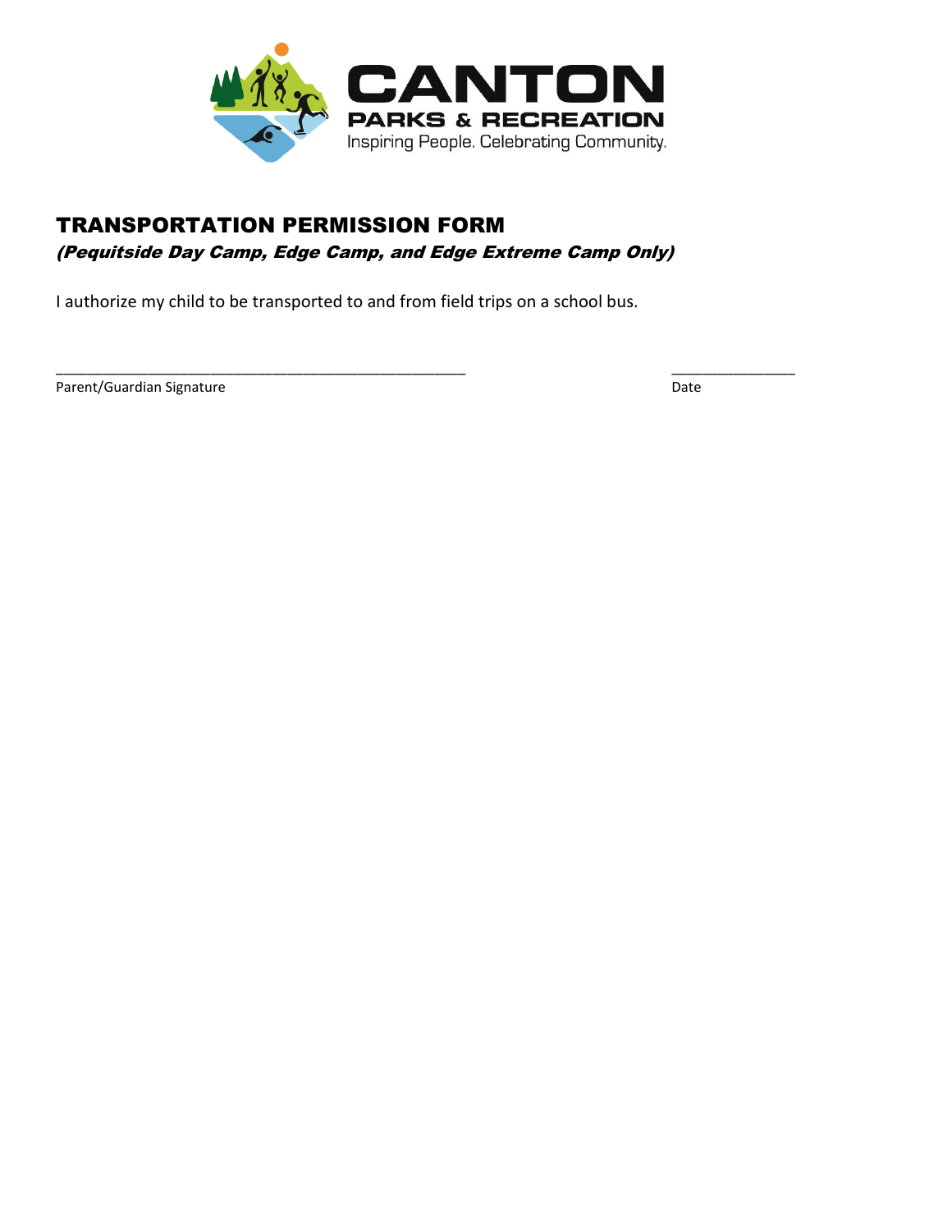CANTON
PARKS & RECREATION
Inspiring People. Celebrating Community.

## TRANSPORTATION PERMISSION FORM

***(Pequitside Day Camp, Edge Camp, and Edge Extreme Camp Only)***

I authorize my child to be transported to and from field trips on a school bus.

_____________________________________________ _______________

Parent/Guardian Signature Date